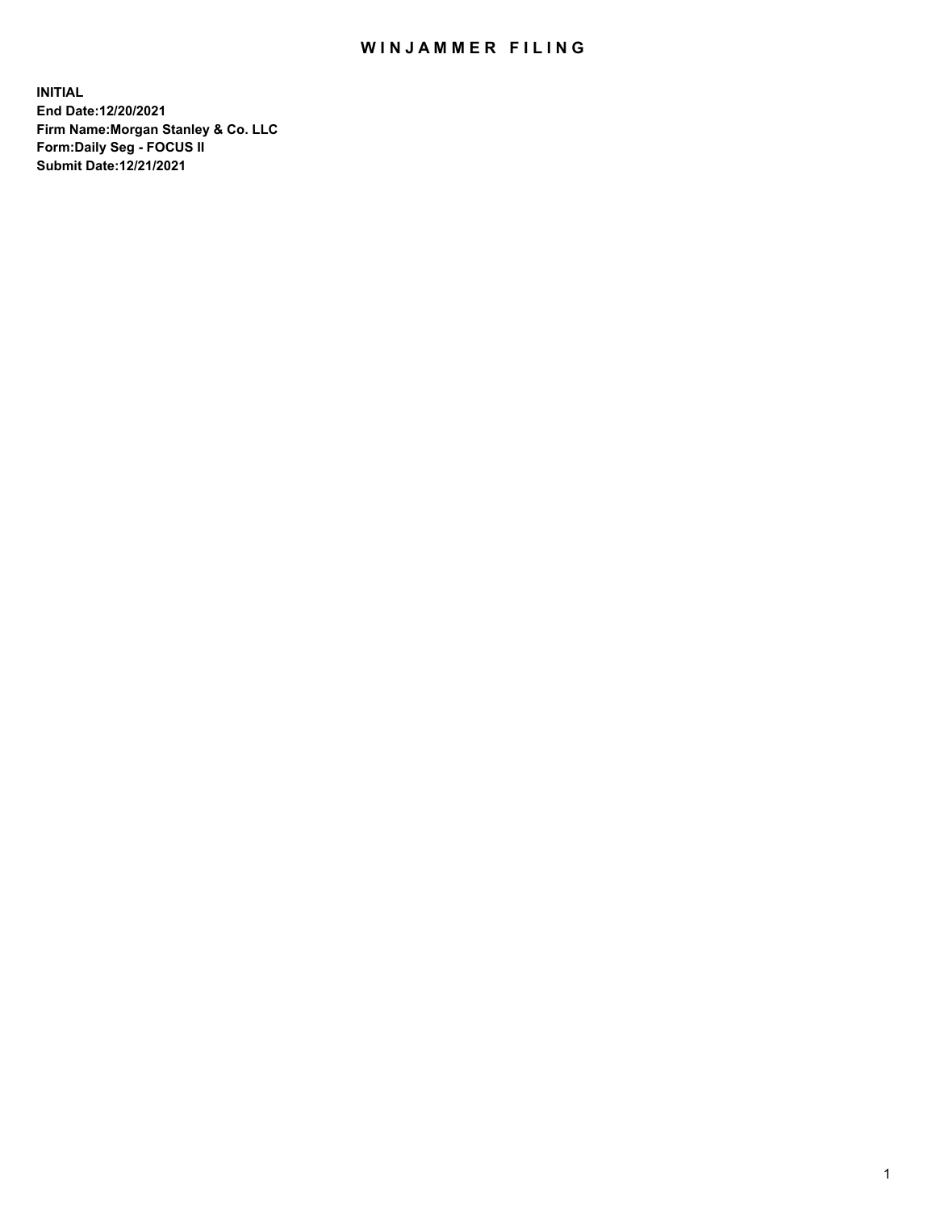# WINJAMMER FILING

**INITIAL**
**End Date:12/20/2021**
**Firm Name:Morgan Stanley & Co. LLC**
**Form:Daily Seg - FOCUS II**
**Submit Date:12/21/2021**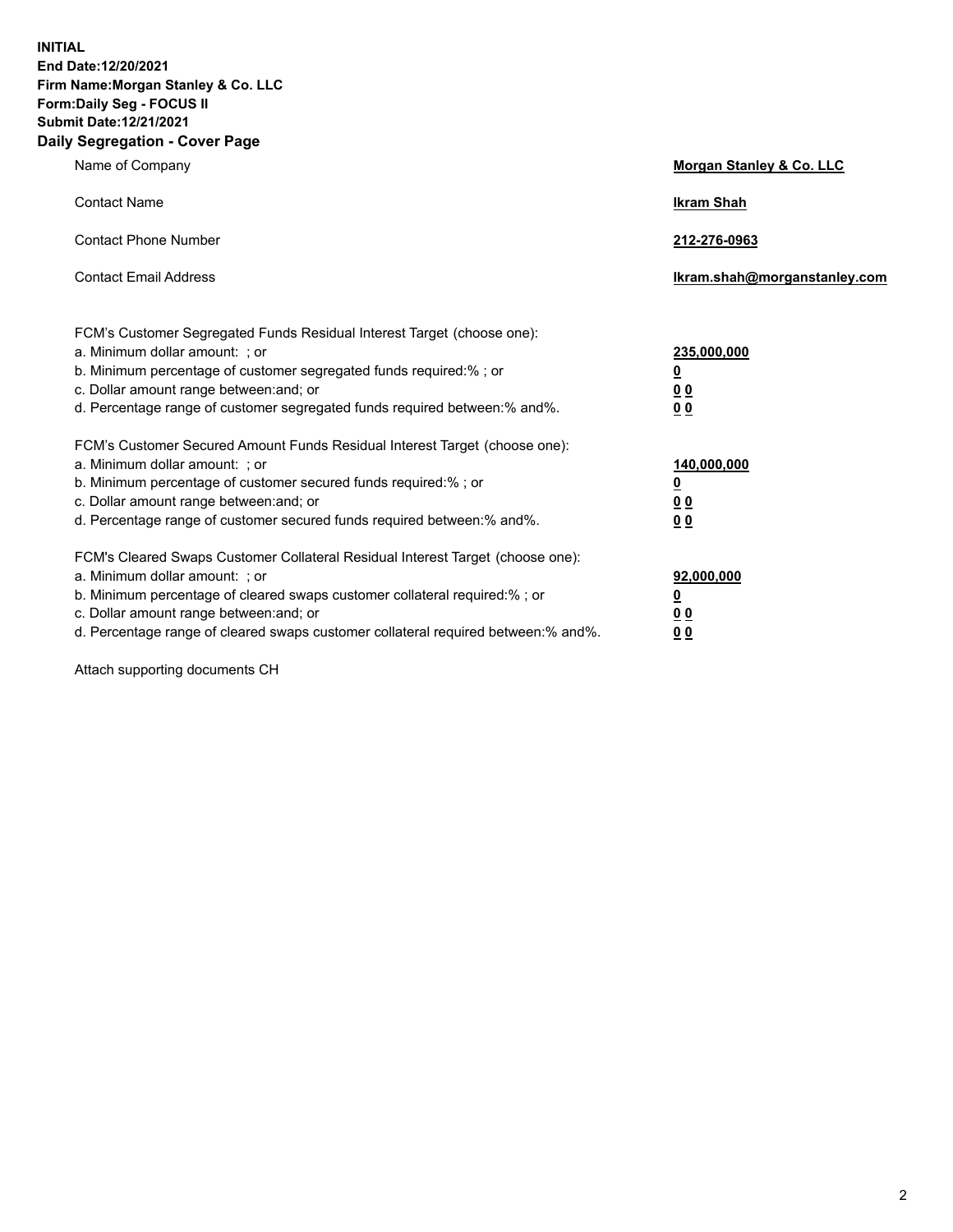**INITIAL**
**End Date:12/20/2021**
**Firm Name:Morgan Stanley & Co. LLC**
**Form:Daily Seg - FOCUS II**
**Submit Date:12/21/2021**

## Daily Segregation - Cover Page

| | |
|---|---|
| Name of Company | **Morgan Stanley & Co. LLC** |
| Contact Name | **Ikram Shah** |
| Contact Phone Number | **212-276-0963** |
| Contact Email Address | **Ikram.shah@morganstanley.com** |

| | |
|---|---|
| FCM's Customer Segregated Funds Residual Interest Target (choose one): | |
| a. Minimum dollar amount: ; or | **235,000,000** |
| b. Minimum percentage of customer segregated funds required:% ; or | **0** |
| c. Dollar amount range between:and; or | **0 0** |
| d. Percentage range of customer segregated funds required between:% and%. | **0 0** |
| FCM's Customer Secured Amount Funds Residual Interest Target (choose one): | |
| a. Minimum dollar amount: ; or | **140,000,000** |
| b. Minimum percentage of customer secured funds required:% ; or | **0** |
| c. Dollar amount range between:and; or | **0 0** |
| d. Percentage range of customer secured funds required between:% and%. | **0 0** |
| FCM's Cleared Swaps Customer Collateral Residual Interest Target (choose one): | |
| a. Minimum dollar amount: ; or | **92,000,000** |
| b. Minimum percentage of cleared swaps customer collateral required:% ; or | **0** |
| c. Dollar amount range between:and; or | **0 0** |
| d. Percentage range of cleared swaps customer collateral required between:% and%. | **0 0** |

Attach supporting documents CH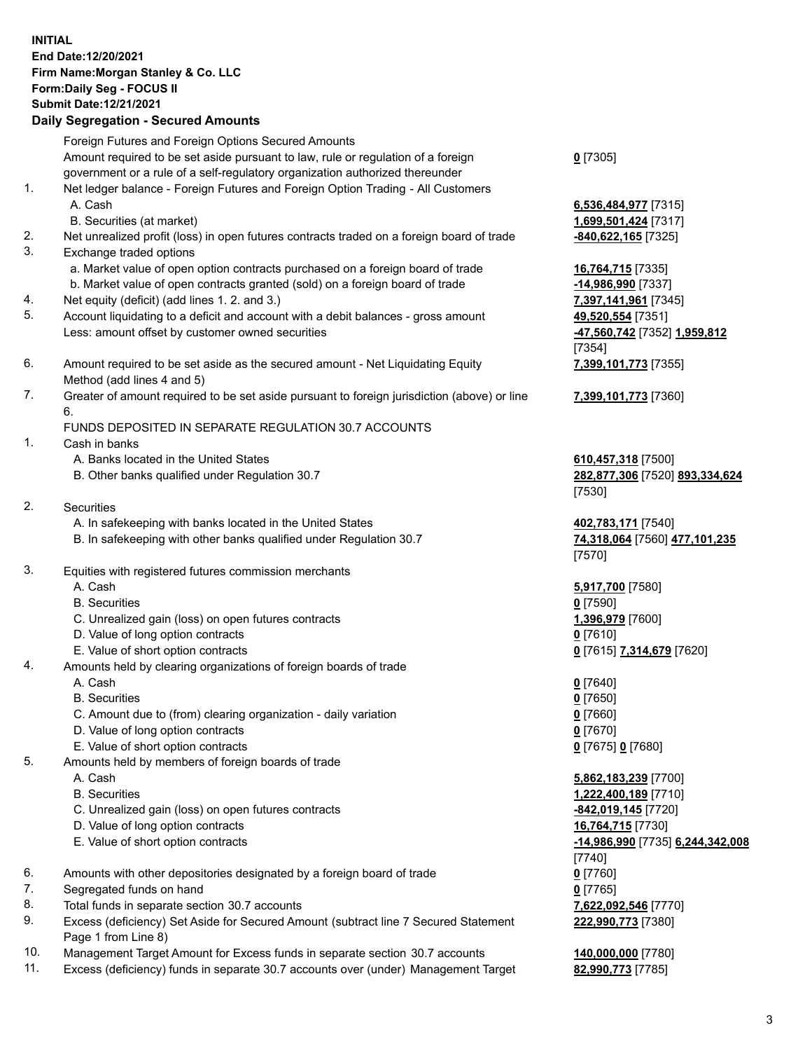**INITIAL**
**End Date:12/20/2021**
**Firm Name:Morgan Stanley & Co. LLC**
**Form:Daily Seg - FOCUS II**
**Submit Date:12/21/2021**

## Daily Segregation - Secured Amounts

| | | |
|---|---|---|
| | Foreign Futures and Foreign Options Secured Amounts | |
| | Amount required to be set aside pursuant to law, rule or regulation of a foreign government or a rule of a self-regulatory organization authorized thereunder | **0** [7305] |
| 1. | Net ledger balance - Foreign Futures and Foreign Option Trading - All Customers | |
| | A. Cash | **6,536,484,977** [7315] |
| | B. Securities (at market) | **1,699,501,424** [7317] |
| 2. | Net unrealized profit (loss) in open futures contracts traded on a foreign board of trade | **-840,622,165** [7325] |
| 3. | Exchange traded options | |
| | a. Market value of open option contracts purchased on a foreign board of trade | **16,764,715** [7335] |
| | b. Market value of open contracts granted (sold) on a foreign board of trade | **-14,986,990** [7337] |
| 4. | Net equity (deficit) (add lines 1. 2. and 3.) | **7,397,141,961** [7345] |
| 5. | Account liquidating to a deficit and account with a debit balances - gross amount | **49,520,554** [7351] |
| | Less: amount offset by customer owned securities | **-47,560,742** [7352] **1,959,812** [7354] |
| 6. | Amount required to be set aside as the secured amount - Net Liquidating Equity Method (add lines 4 and 5) | **7,399,101,773** [7355] |
| 7. | Greater of amount required to be set aside pursuant to foreign jurisdiction (above) or line 6. | **7,399,101,773** [7360] |
| | FUNDS DEPOSITED IN SEPARATE REGULATION 30.7 ACCOUNTS | |
| 1. | Cash in banks | |
| | A. Banks located in the United States | **610,457,318** [7500] |
| | B. Other banks qualified under Regulation 30.7 | **282,877,306** [7520] **893,334,624** [7530] |
| 2. | Securities | |
| | A. In safekeeping with banks located in the United States | **402,783,171** [7540] |
| | B. In safekeeping with other banks qualified under Regulation 30.7 | **74,318,064** [7560] **477,101,235** [7570] |
| 3. | Equities with registered futures commission merchants | |
| | A. Cash | **5,917,700** [7580] |
| | B. Securities | **0** [7590] |
| | C. Unrealized gain (loss) on open futures contracts | **1,396,979** [7600] |
| | D. Value of long option contracts | **0** [7610] |
| | E. Value of short option contracts | **0** [7615] **7,314,679** [7620] |
| 4. | Amounts held by clearing organizations of foreign boards of trade | |
| | A. Cash | **0** [7640] |
| | B. Securities | **0** [7650] |
| | C. Amount due to (from) clearing organization - daily variation | **0** [7660] |
| | D. Value of long option contracts | **0** [7670] |
| | E. Value of short option contracts | **0** [7675] **0** [7680] |
| 5. | Amounts held by members of foreign boards of trade | |
| | A. Cash | **5,862,183,239** [7700] |
| | B. Securities | **1,222,400,189** [7710] |
| | C. Unrealized gain (loss) on open futures contracts | **-842,019,145** [7720] |
| | D. Value of long option contracts | **16,764,715** [7730] |
| | E. Value of short option contracts | **-14,986,990** [7735] **6,244,342,008** [7740] |
| 6. | Amounts with other depositories designated by a foreign board of trade | **0** [7760] |
| 7. | Segregated funds on hand | **0** [7765] |
| 8. | Total funds in separate section 30.7 accounts | **7,622,092,546** [7770] |
| 9. | Excess (deficiency) Set Aside for Secured Amount (subtract line 7 Secured Statement Page 1 from Line 8) | **222,990,773** [7380] |
| 10. | Management Target Amount for Excess funds in separate section 30.7 accounts | **140,000,000** [7780] |
| 11. | Excess (deficiency) funds in separate 30.7 accounts over (under) Management Target | **82,990,773** [7785] |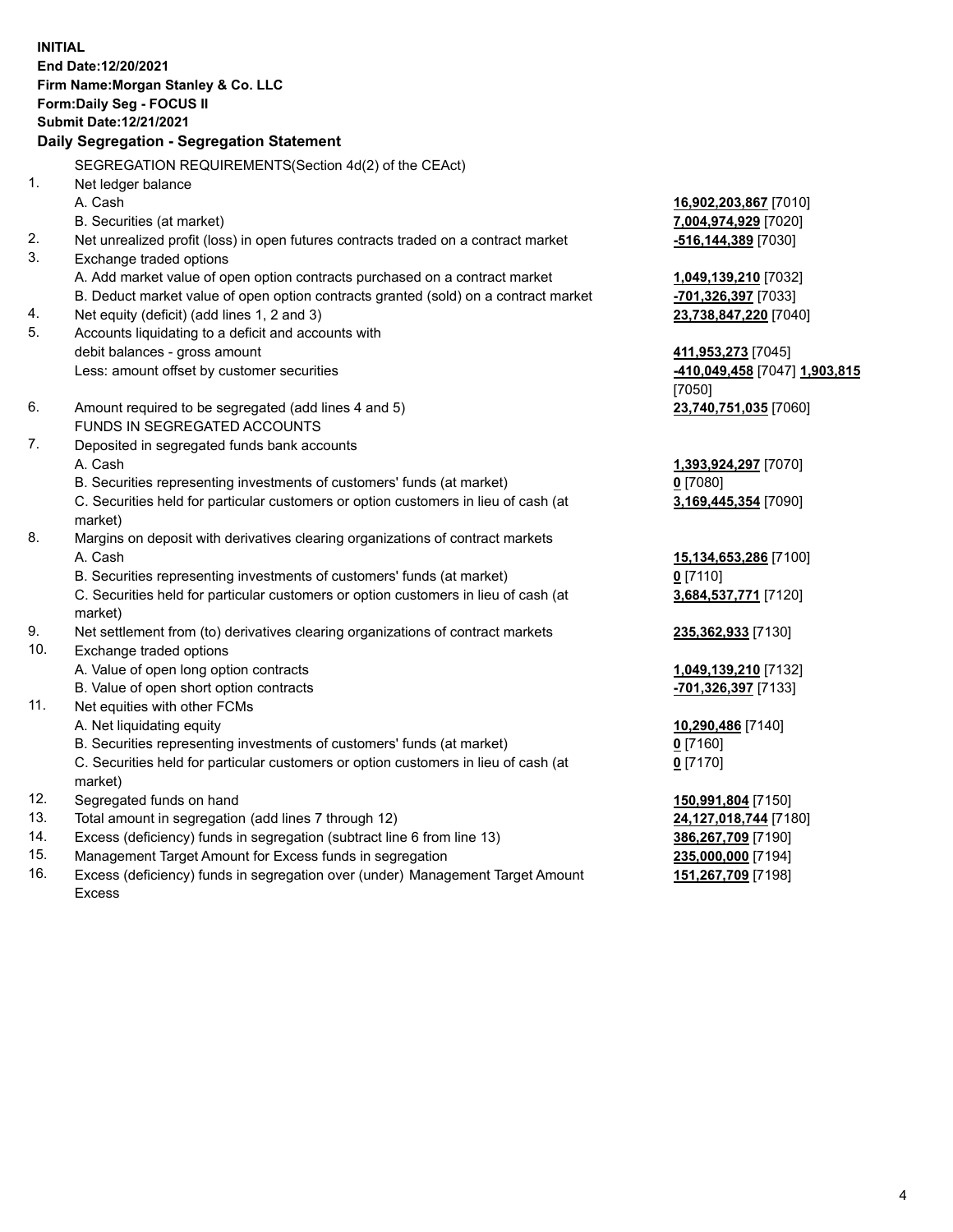**INITIAL**
**End Date:12/20/2021**
**Firm Name:Morgan Stanley & Co. LLC**
**Form:Daily Seg - FOCUS II**
**Submit Date:12/21/2021**

## Daily Segregation - Segregation Statement

SEGREGATION REQUIREMENTS(Section 4d(2) of the CEAct)

| | | |
|---|---|---|
| 1. | Net ledger balance | |
| | A. Cash | **16,902,203,867** [7010] |
| | B. Securities (at market) | **7,004,974,929** [7020] |
| 2. | Net unrealized profit (loss) in open futures contracts traded on a contract market | **-516,144,389** [7030] |
| 3. | Exchange traded options | |
| | A. Add market value of open option contracts purchased on a contract market | **1,049,139,210** [7032] |
| | B. Deduct market value of open option contracts granted (sold) on a contract market | **-701,326,397** [7033] |
| 4. | Net equity (deficit) (add lines 1, 2 and 3) | **23,738,847,220** [7040] |
| 5. | Accounts liquidating to a deficit and accounts with debit balances - gross amount | **411,953,273** [7045] |
| | Less: amount offset by customer securities | **-410,049,458** [7047] **1,903,815** [7050] |
| 6. | Amount required to be segregated (add lines 4 and 5) | **23,740,751,035** [7060] |
| | FUNDS IN SEGREGATED ACCOUNTS | |
| 7. | Deposited in segregated funds bank accounts | |
| | A. Cash | **1,393,924,297** [7070] |
| | B. Securities representing investments of customers' funds (at market) | **0** [7080] |
| | C. Securities held for particular customers or option customers in lieu of cash (at market) | **3,169,445,354** [7090] |
| 8. | Margins on deposit with derivatives clearing organizations of contract markets | |
| | A. Cash | **15,134,653,286** [7100] |
| | B. Securities representing investments of customers' funds (at market) | **0** [7110] |
| | C. Securities held for particular customers or option customers in lieu of cash (at market) | **3,684,537,771** [7120] |
| 9. | Net settlement from (to) derivatives clearing organizations of contract markets | **235,362,933** [7130] |
| 10. | Exchange traded options | |
| | A. Value of open long option contracts | **1,049,139,210** [7132] |
| | B. Value of open short option contracts | **-701,326,397** [7133] |
| 11. | Net equities with other FCMs | |
| | A. Net liquidating equity | **10,290,486** [7140] |
| | B. Securities representing investments of customers' funds (at market) | **0** [7160] |
| | C. Securities held for particular customers or option customers in lieu of cash (at market) | **0** [7170] |
| 12. | Segregated funds on hand | **150,991,804** [7150] |
| 13. | Total amount in segregation (add lines 7 through 12) | **24,127,018,744** [7180] |
| 14. | Excess (deficiency) funds in segregation (subtract line 6 from line 13) | **386,267,709** [7190] |
| 15. | Management Target Amount for Excess funds in segregation | **235,000,000** [7194] |
| 16. | Excess (deficiency) funds in segregation over (under) Management Target Amount Excess | **151,267,709** [7198] |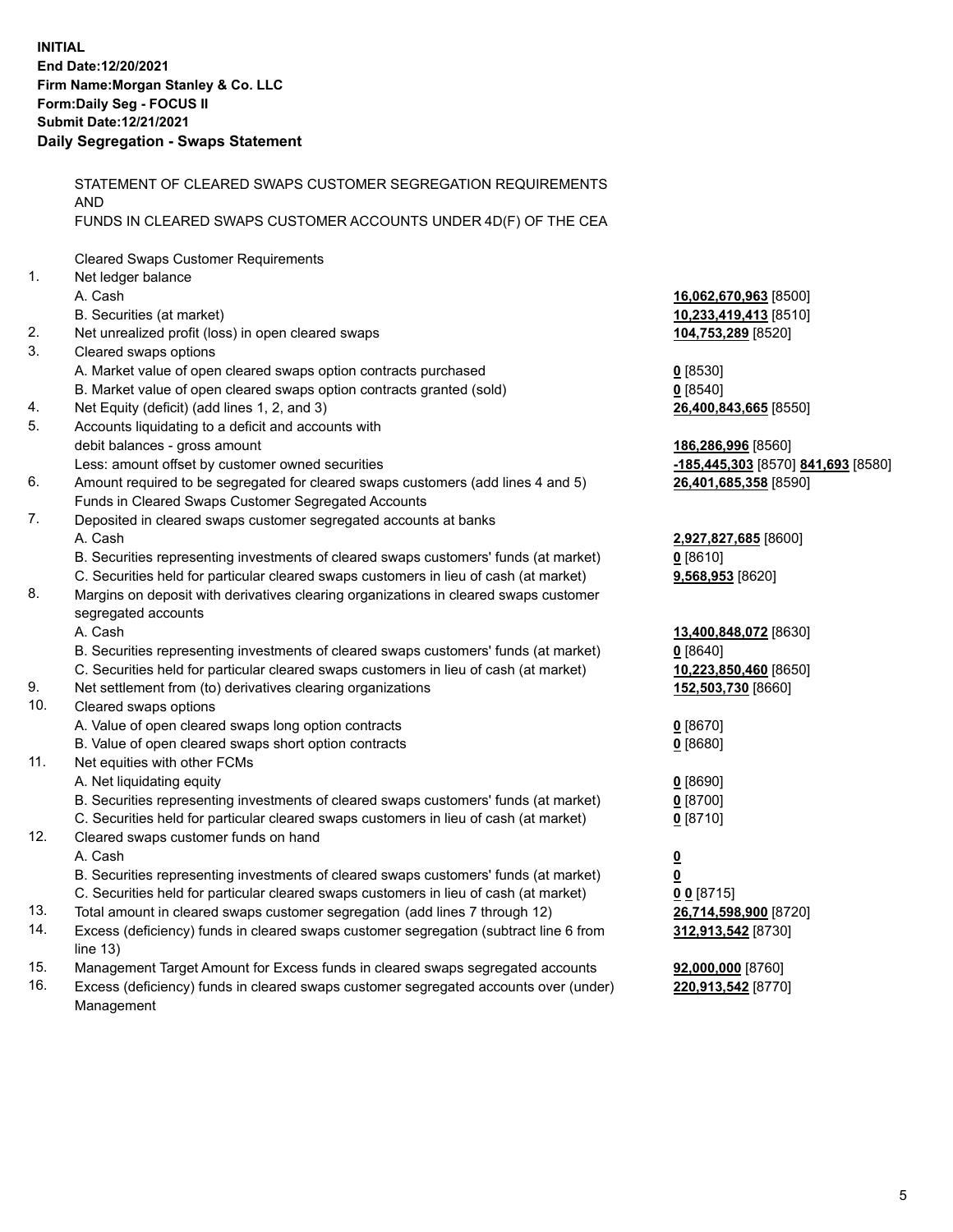**INITIAL**
**End Date:12/20/2021**
**Firm Name:Morgan Stanley & Co. LLC**
**Form:Daily Seg - FOCUS II**
**Submit Date:12/21/2021**
**Daily Segregation - Swaps Statement**

STATEMENT OF CLEARED SWAPS CUSTOMER SEGREGATION REQUIREMENTS AND
FUNDS IN CLEARED SWAPS CUSTOMER ACCOUNTS UNDER 4D(F) OF THE CEA

| | | |
|---|---|---|
| | Cleared Swaps Customer Requirements | |
| 1. | Net ledger balance | |
| | A. Cash | **16,062,670,963** [8500] |
| | B. Securities (at market) | **10,233,419,413** [8510] |
| 2. | Net unrealized profit (loss) in open cleared swaps | **104,753,289** [8520] |
| 3. | Cleared swaps options | |
| | A. Market value of open cleared swaps option contracts purchased | **0** [8530] |
| | B. Market value of open cleared swaps option contracts granted (sold) | **0** [8540] |
| 4. | Net Equity (deficit) (add lines 1, 2, and 3) | **26,400,843,665** [8550] |
| 5. | Accounts liquidating to a deficit and accounts with | |
| | debit balances - gross amount | **186,286,996** [8560] |
| | Less: amount offset by customer owned securities | **-185,445,303** [8570] **841,693** [8580] |
| 6. | Amount required to be segregated for cleared swaps customers (add lines 4 and 5) | **26,401,685,358** [8590] |
| | Funds in Cleared Swaps Customer Segregated Accounts | |
| 7. | Deposited in cleared swaps customer segregated accounts at banks | |
| | A. Cash | **2,927,827,685** [8600] |
| | B. Securities representing investments of cleared swaps customers' funds (at market) | **0** [8610] |
| | C. Securities held for particular cleared swaps customers in lieu of cash (at market) | **9,568,953** [8620] |
| 8. | Margins on deposit with derivatives clearing organizations in cleared swaps customer segregated accounts | |
| | A. Cash | **13,400,848,072** [8630] |
| | B. Securities representing investments of cleared swaps customers' funds (at market) | **0** [8640] |
| | C. Securities held for particular cleared swaps customers in lieu of cash (at market) | **10,223,850,460** [8650] |
| 9. | Net settlement from (to) derivatives clearing organizations | **152,503,730** [8660] |
| 10. | Cleared swaps options | |
| | A. Value of open cleared swaps long option contracts | **0** [8670] |
| | B. Value of open cleared swaps short option contracts | **0** [8680] |
| 11. | Net equities with other FCMs | |
| | A. Net liquidating equity | **0** [8690] |
| | B. Securities representing investments of cleared swaps customers' funds (at market) | **0** [8700] |
| | C. Securities held for particular cleared swaps customers in lieu of cash (at market) | **0** [8710] |
| 12. | Cleared swaps customer funds on hand | |
| | A. Cash | **0** |
| | B. Securities representing investments of cleared swaps customers' funds (at market) | **0** |
| | C. Securities held for particular cleared swaps customers in lieu of cash (at market) | **0** **0** [8715] |
| 13. | Total amount in cleared swaps customer segregation (add lines 7 through 12) | **26,714,598,900** [8720] |
| 14. | Excess (deficiency) funds in cleared swaps customer segregation (subtract line 6 from line 13) | **312,913,542** [8730] |
| 15. | Management Target Amount for Excess funds in cleared swaps segregated accounts | **92,000,000** [8760] |
| 16. | Excess (deficiency) funds in cleared swaps customer segregated accounts over (under) Management | **220,913,542** [8770] |